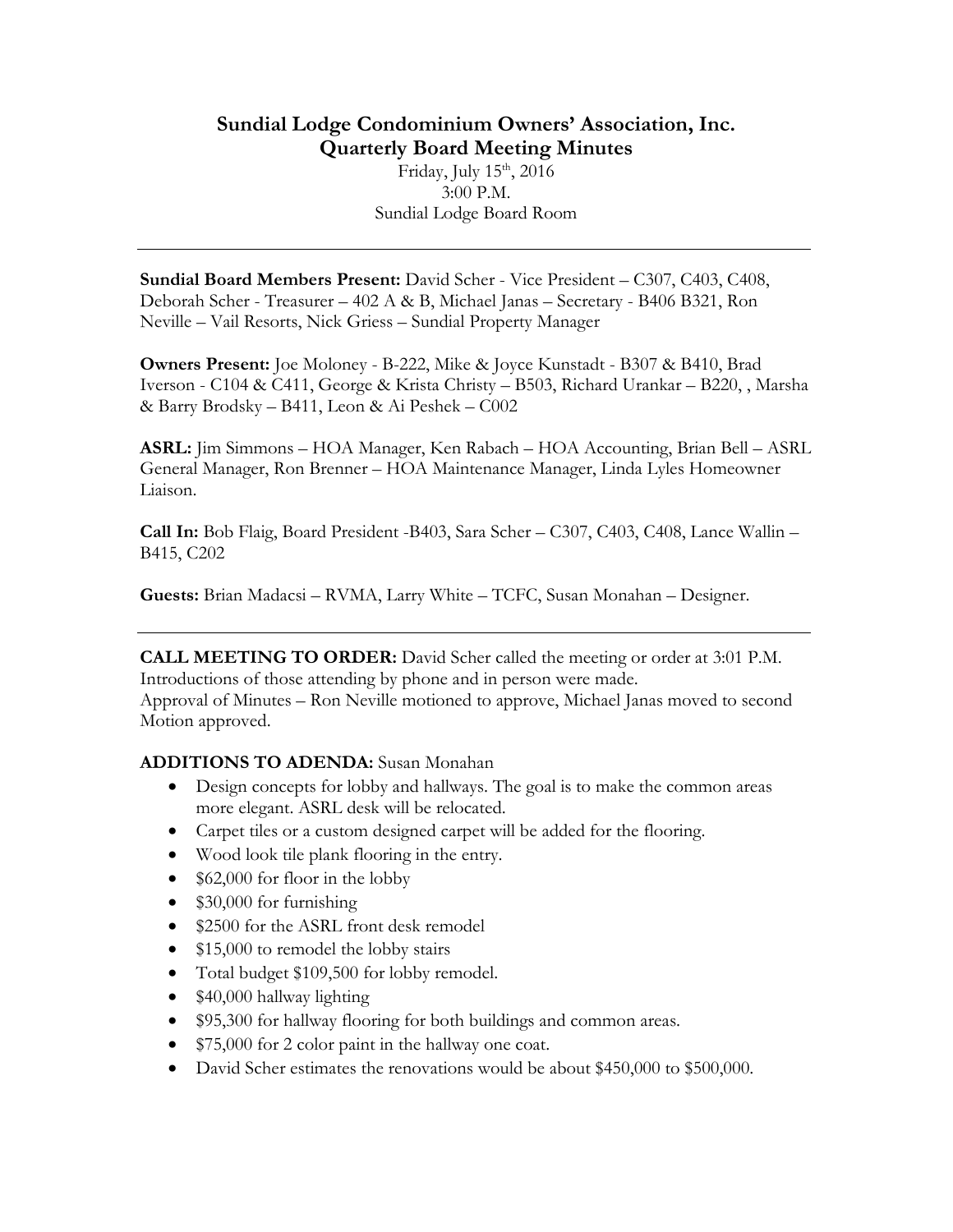# Sundial Lodge Condominium Owners' Association, Inc.
## Quarterly Board Meeting Minutes

Friday, July 15th, 2016
3:00 P.M.
Sundial Lodge Board Room

---

**Sundial Board Members Present:** David Scher - Vice President – C307, C403, C408, Deborah Scher - Treasurer – 402 A & B, Michael Janas – Secretary - B406 B321, Ron Neville – Vail Resorts, Nick Griess – Sundial Property Manager

**Owners Present:** Joe Moloney - B-222, Mike & Joyce Kunstadt - B307 & B410, Brad Iverson - C104 & C411, George & Krista Christy – B503, Richard Urankar – B220, , Marsha & Barry Brodsky – B411, Leon & Ai Peshek – C002

**ASRL:** Jim Simmons – HOA Manager, Ken Rabach – HOA Accounting, Brian Bell – ASRL General Manager, Ron Brenner – HOA Maintenance Manager, Linda Lyles Homeowner Liaison.

**Call In:** Bob Flaig, Board President -B403, Sara Scher – C307, C403, C408, Lance Wallin – B415, C202

**Guests:** Brian Madacsi – RVMA, Larry White – TCFC, Susan Monahan – Designer.

---

**CALL MEETING TO ORDER:** David Scher called the meeting or order at 3:01 P.M. Introductions of those attending by phone and in person were made.
Approval of Minutes – Ron Neville motioned to approve, Michael Janas moved to second Motion approved.

**ADDITIONS TO ADENDA:** Susan Monahan

- Design concepts for lobby and hallways. The goal is to make the common areas more elegant. ASRL desk will be relocated.
- Carpet tiles or a custom designed carpet will be added for the flooring.
- Wood look tile plank flooring in the entry.
- $62,000 for floor in the lobby
- $30,000 for furnishing
- $2500 for the ASRL front desk remodel
- $15,000 to remodel the lobby stairs
- Total budget $109,500 for lobby remodel.
- $40,000 hallway lighting
- $95,300 for hallway flooring for both buildings and common areas.
- $75,000 for 2 color paint in the hallway one coat.
- David Scher estimates the renovations would be about $450,000 to $500,000.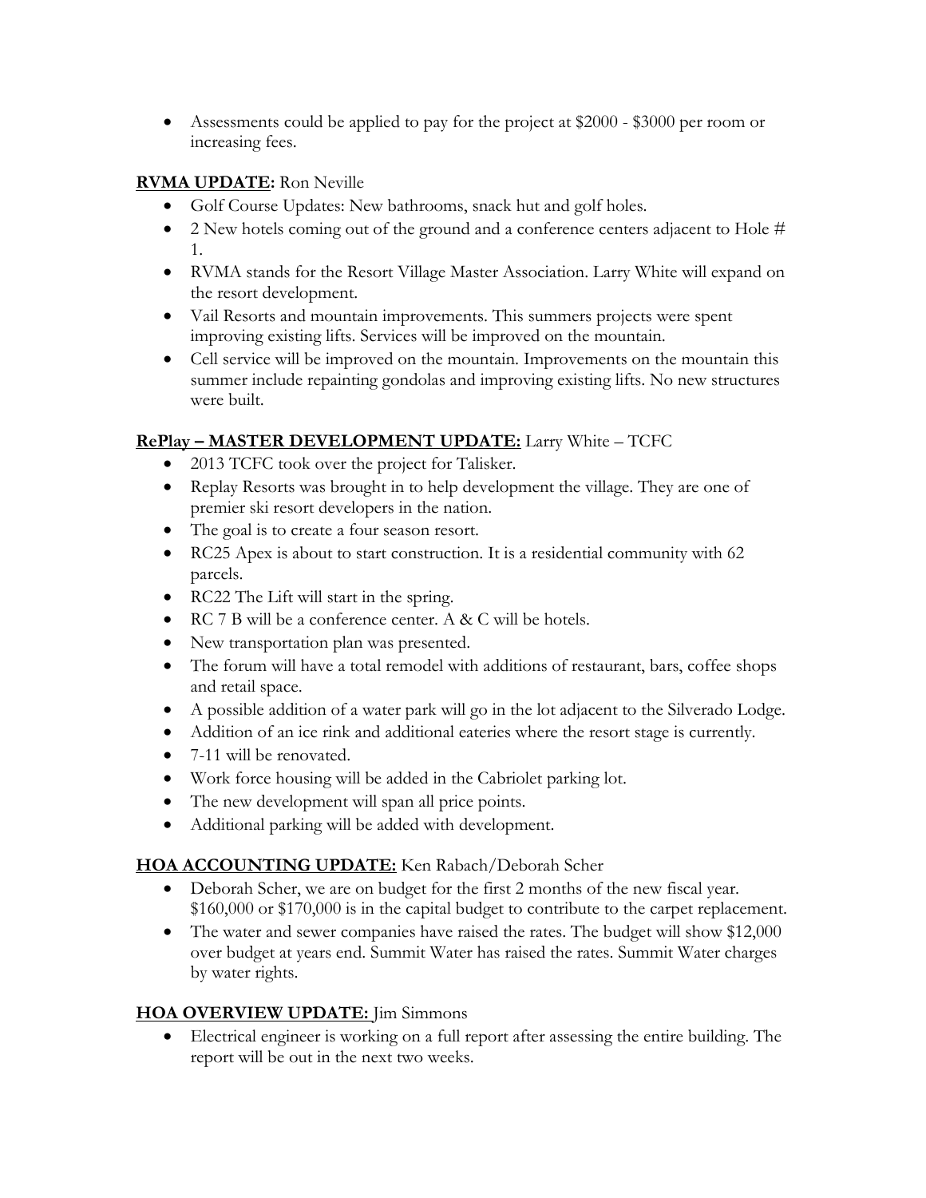- Assessments could be applied to pay for the project at $2000 - $3000 per room or increasing fees.

**RVMA UPDATE:** Ron Neville

- Golf Course Updates: New bathrooms, snack hut and golf holes.
- 2 New hotels coming out of the ground and a conference centers adjacent to Hole # 1.
- RVMA stands for the Resort Village Master Association. Larry White will expand on the resort development.
- Vail Resorts and mountain improvements. This summers projects were spent improving existing lifts. Services will be improved on the mountain.
- Cell service will be improved on the mountain. Improvements on the mountain this summer include repainting gondolas and improving existing lifts. No new structures were built.

**RePlay – MASTER DEVELOPMENT UPDATE:** Larry White – TCFC

- 2013 TCFC took over the project for Talisker.
- Replay Resorts was brought in to help development the village. They are one of premier ski resort developers in the nation.
- The goal is to create a four season resort.
- RC25 Apex is about to start construction. It is a residential community with 62 parcels.
- RC22 The Lift will start in the spring.
- RC 7 B will be a conference center. A & C will be hotels.
- New transportation plan was presented.
- The forum will have a total remodel with additions of restaurant, bars, coffee shops and retail space.
- A possible addition of a water park will go in the lot adjacent to the Silverado Lodge.
- Addition of an ice rink and additional eateries where the resort stage is currently.
- 7-11 will be renovated.
- Work force housing will be added in the Cabriolet parking lot.
- The new development will span all price points.
- Additional parking will be added with development.

**HOA ACCOUNTING UPDATE:** Ken Rabach/Deborah Scher

- Deborah Scher, we are on budget for the first 2 months of the new fiscal year. $160,000 or $170,000 is in the capital budget to contribute to the carpet replacement.
- The water and sewer companies have raised the rates. The budget will show $12,000 over budget at years end. Summit Water has raised the rates. Summit Water charges by water rights.

**HOA OVERVIEW UPDATE:** Jim Simmons

- Electrical engineer is working on a full report after assessing the entire building. The report will be out in the next two weeks.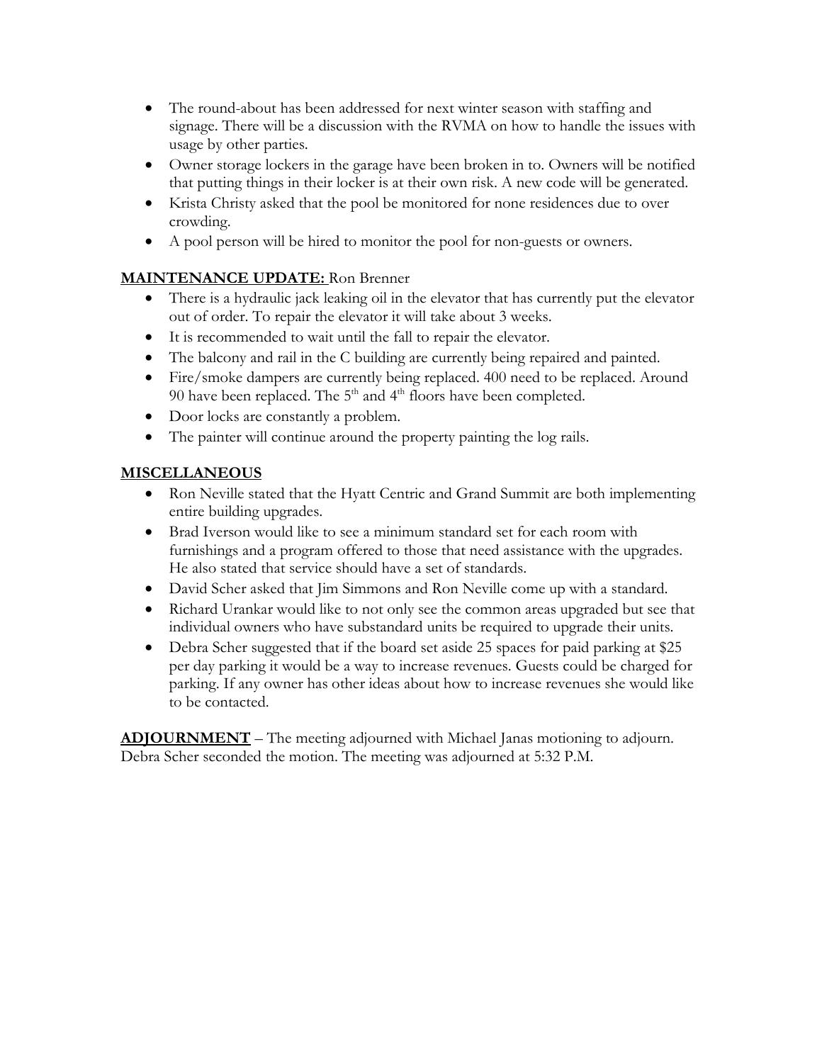- The round-about has been addressed for next winter season with staffing and signage. There will be a discussion with the RVMA on how to handle the issues with usage by other parties.
- Owner storage lockers in the garage have been broken in to. Owners will be notified that putting things in their locker is at their own risk. A new code will be generated.
- Krista Christy asked that the pool be monitored for none residences due to over crowding.
- A pool person will be hired to monitor the pool for non-guests or owners.

**MAINTENANCE UPDATE:** Ron Brenner

- There is a hydraulic jack leaking oil in the elevator that has currently put the elevator out of order. To repair the elevator it will take about 3 weeks.
- It is recommended to wait until the fall to repair the elevator.
- The balcony and rail in the C building are currently being repaired and painted.
- Fire/smoke dampers are currently being replaced. 400 need to be replaced. Around 90 have been replaced. The 5th and 4th floors have been completed.
- Door locks are constantly a problem.
- The painter will continue around the property painting the log rails.

**MISCELLANEOUS**

- Ron Neville stated that the Hyatt Centric and Grand Summit are both implementing entire building upgrades.
- Brad Iverson would like to see a minimum standard set for each room with furnishings and a program offered to those that need assistance with the upgrades. He also stated that service should have a set of standards.
- David Scher asked that Jim Simmons and Ron Neville come up with a standard.
- Richard Urankar would like to not only see the common areas upgraded but see that individual owners who have substandard units be required to upgrade their units.
- Debra Scher suggested that if the board set aside 25 spaces for paid parking at $25 per day parking it would be a way to increase revenues. Guests could be charged for parking. If any owner has other ideas about how to increase revenues she would like to be contacted.

**ADJOURNMENT** – The meeting adjourned with Michael Janas motioning to adjourn. Debra Scher seconded the motion. The meeting was adjourned at 5:32 P.M.